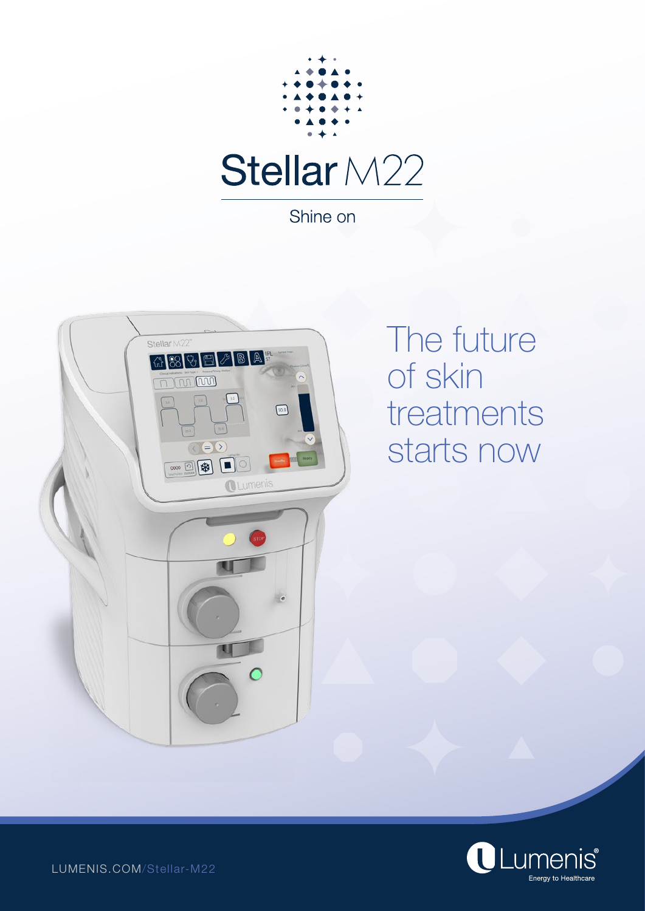# Stellar M22

Shine on

## The future of skin treatments starts now

LUMENIS.COM/Stellar-M22

Lumenis®
Energy to Healthcare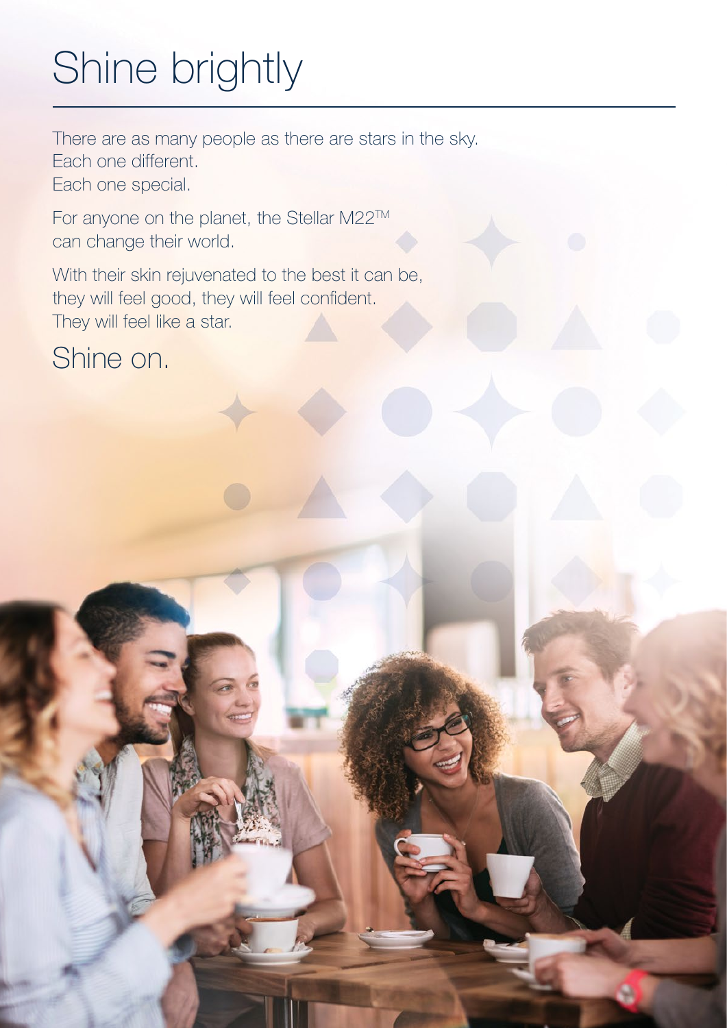# Shine brightly

There are as many people as there are stars in the sky.
Each one different.
Each one special.

For anyone on the planet, the Stellar M22™ can change their world.

With their skin rejuvenated to the best it can be, they will feel good, they will feel confident. They will feel like a star.

## Shine on.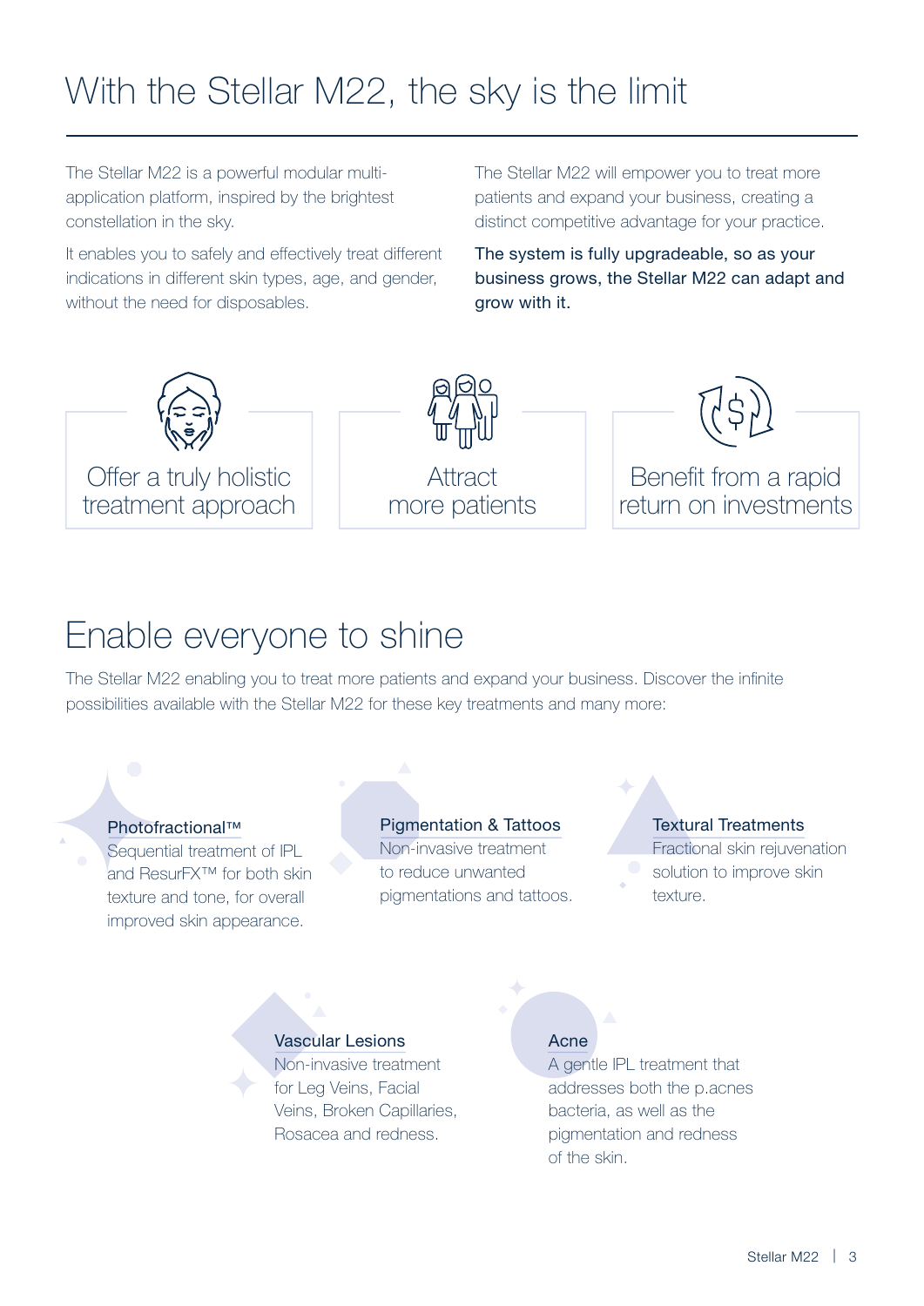# With the Stellar M22, the sky is the limit

The Stellar M22 is a powerful modular multi-application platform, inspired by the brightest constellation in the sky.

It enables you to safely and effectively treat different indications in different skin types, age, and gender, without the need for disposables.

The Stellar M22 will empower you to treat more patients and expand your business, creating a distinct competitive advantage for your practice.

The system is fully upgradeable, so as your business grows, the Stellar M22 can adapt and grow with it.

Offer a truly holistic treatment approach

Attract more patients

Benefit from a rapid return on investments

# Enable everyone to shine

The Stellar M22 enabling you to treat more patients and expand your business. Discover the infinite possibilities available with the Stellar M22 for these key treatments and many more:

### Photofractional™
Sequential treatment of IPL and ResurFX™ for both skin texture and tone, for overall improved skin appearance.

### Pigmentation & Tattoos
Non-invasive treatment to reduce unwanted pigmentations and tattoos.

### Textural Treatments
Fractional skin rejuvenation solution to improve skin texture.

### Vascular Lesions
Non-invasive treatment for Leg Veins, Facial Veins, Broken Capillaries, Rosacea and redness.

### Acne
A gentle IPL treatment that addresses both the p.acnes bacteria, as well as the pigmentation and redness of the skin.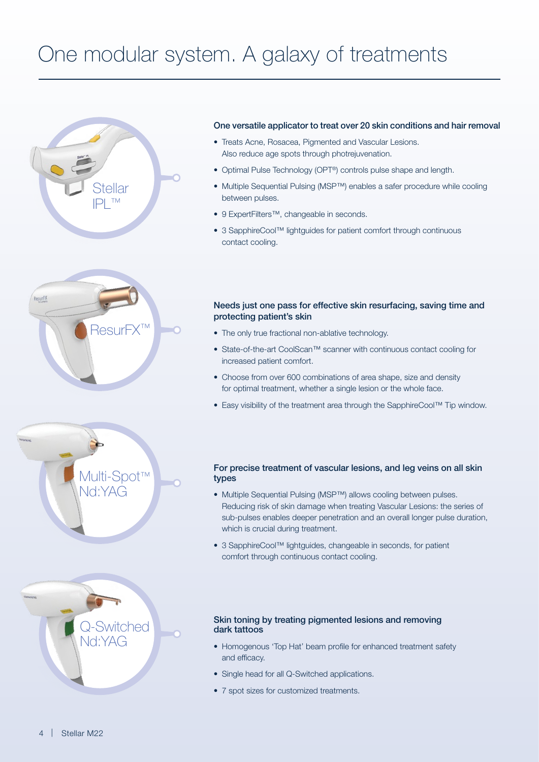# One modular system. A galaxy of treatments

## Stellar IPL™

### One versatile applicator to treat over 20 skin conditions and hair removal

- Treats Acne, Rosacea, Pigmented and Vascular Lesions. Also reduce age spots through photrejuvenation.
- Optimal Pulse Technology (OPT®) controls pulse shape and length.
- Multiple Sequential Pulsing (MSP™) enables a safer procedure while cooling between pulses.
- 9 ExpertFilters™, changeable in seconds.
- 3 SapphireCool™ lightguides for patient comfort through continuous contact cooling.

## ResurFX™

### Needs just one pass for effective skin resurfacing, saving time and protecting patient's skin

- The only true fractional non-ablative technology.
- State-of-the-art CoolScan™ scanner with continuous contact cooling for increased patient comfort.
- Choose from over 600 combinations of area shape, size and density for optimal treatment, whether a single lesion or the whole face.
- Easy visibility of the treatment area through the SapphireCool™ Tip window.

## Multi-Spot™ Nd:YAG

### For precise treatment of vascular lesions, and leg veins on all skin types

- Multiple Sequential Pulsing (MSP™) allows cooling between pulses. Reducing risk of skin damage when treating Vascular Lesions: the series of sub-pulses enables deeper penetration and an overall longer pulse duration, which is crucial during treatment.
- 3 SapphireCool™ lightguides, changeable in seconds, for patient comfort through continuous contact cooling.

## Q-Switched Nd:YAG

### Skin toning by treating pigmented lesions and removing dark tattoos

- Homogenous 'Top Hat' beam profile for enhanced treatment safety and efficacy.
- Single head for all Q-Switched applications.
- 7 spot sizes for customized treatments.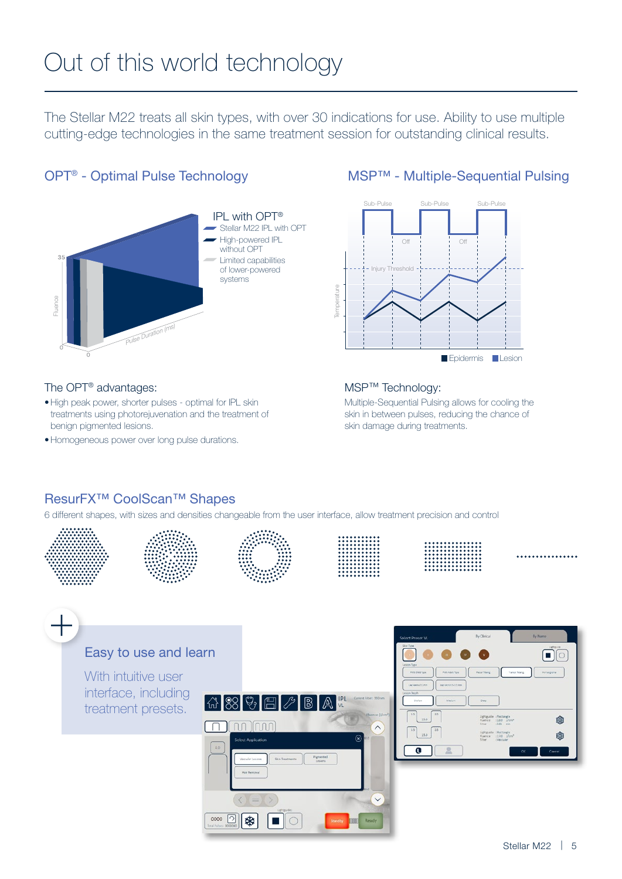# Out of this world technology

The Stellar M22 treats all skin types, with over 30 indications for use. Ability to use multiple cutting-edge technologies in the same treatment session for outstanding clinical results.

## OPT® - Optimal Pulse Technology

IPL with OPT®

- Stellar M22 IPL with OPT
- High-powered IPL without OPT
- Limited capabilities of lower-powered systems

### The OPT® advantages:

- High peak power, shorter pulses - optimal for IPL skin treatments using photorejuvenation and the treatment of benign pigmented lesions.
- Homogeneous power over long pulse durations.

## MSP™ - Multiple-Sequential Pulsing

### MSP™ Technology:

Multiple-Sequential Pulsing allows for cooling the skin in between pulses, reducing the chance of skin damage during treatments.

## ResurFX™ CoolScan™ Shapes

6 different shapes, with sizes and densities changeable from the user interface, allow treatment precision and control

## Easy to use and learn

With intuitive user interface, including treatment presets.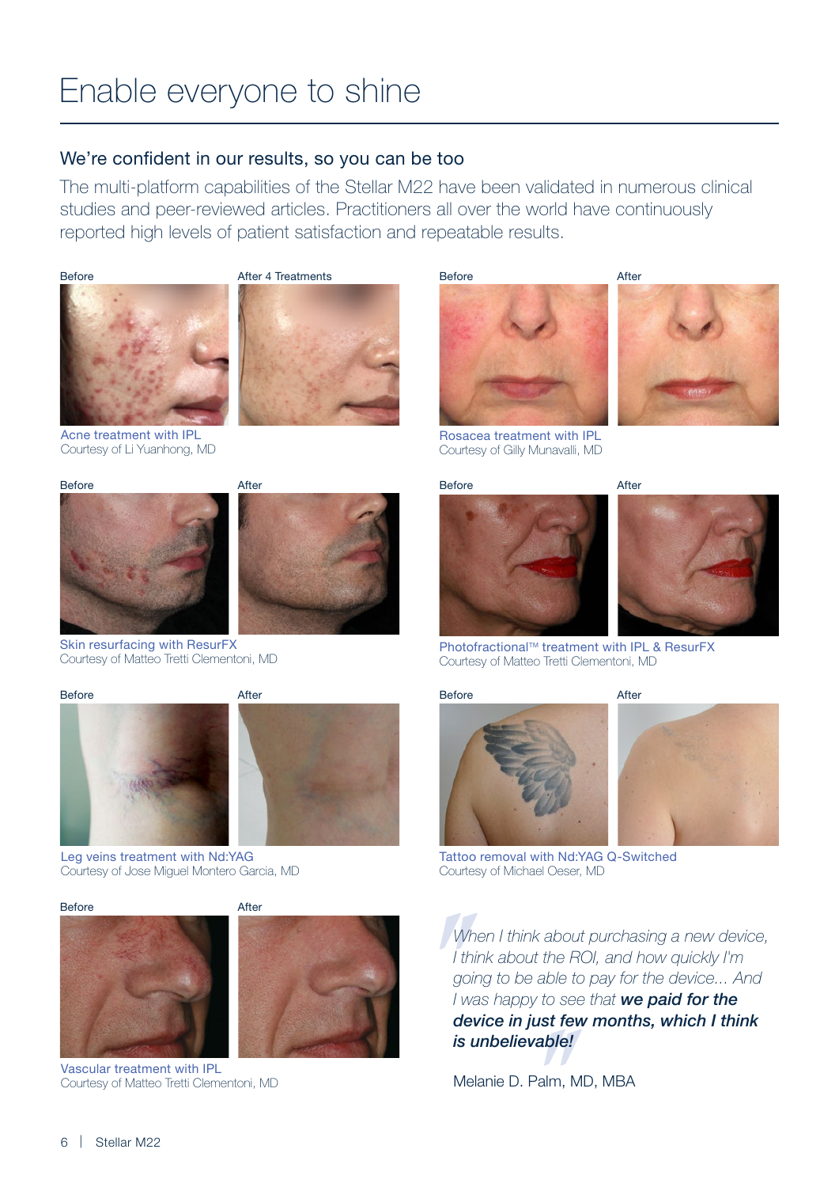# Enable everyone to shine

## We're confident in our results, so you can be too

The multi-platform capabilities of the Stellar M22 have been validated in numerous clinical studies and peer-reviewed articles. Practitioners all over the world have continuously reported high levels of patient satisfaction and repeatable results.

Before | After 4 Treatments

Acne treatment with IPL
Courtesy of Li Yuanhong, MD

Before | After

Rosacea treatment with IPL
Courtesy of Gilly Munavalli, MD

Before | After

Skin resurfacing with ResurFX
Courtesy of Matteo Tretti Clementoni, MD

Before | After

Photofractional™ treatment with IPL & ResurFX
Courtesy of Matteo Tretti Clementoni, MD

Before | After

Leg veins treatment with Nd:YAG
Courtesy of Jose Miguel Montero Garcia, MD

Before | After

Tattoo removal with Nd:YAG Q-Switched
Courtesy of Michael Oeser, MD

Before | After

Vascular treatment with IPL
Courtesy of Matteo Tretti Clementoni, MD

> *When I think about purchasing a new device, I think about the ROI, and how quickly I'm going to be able to pay for the device... And I was happy to see that* ***we paid for the device in just few months, which I think is unbelievable!***

Melanie D. Palm, MD, MBA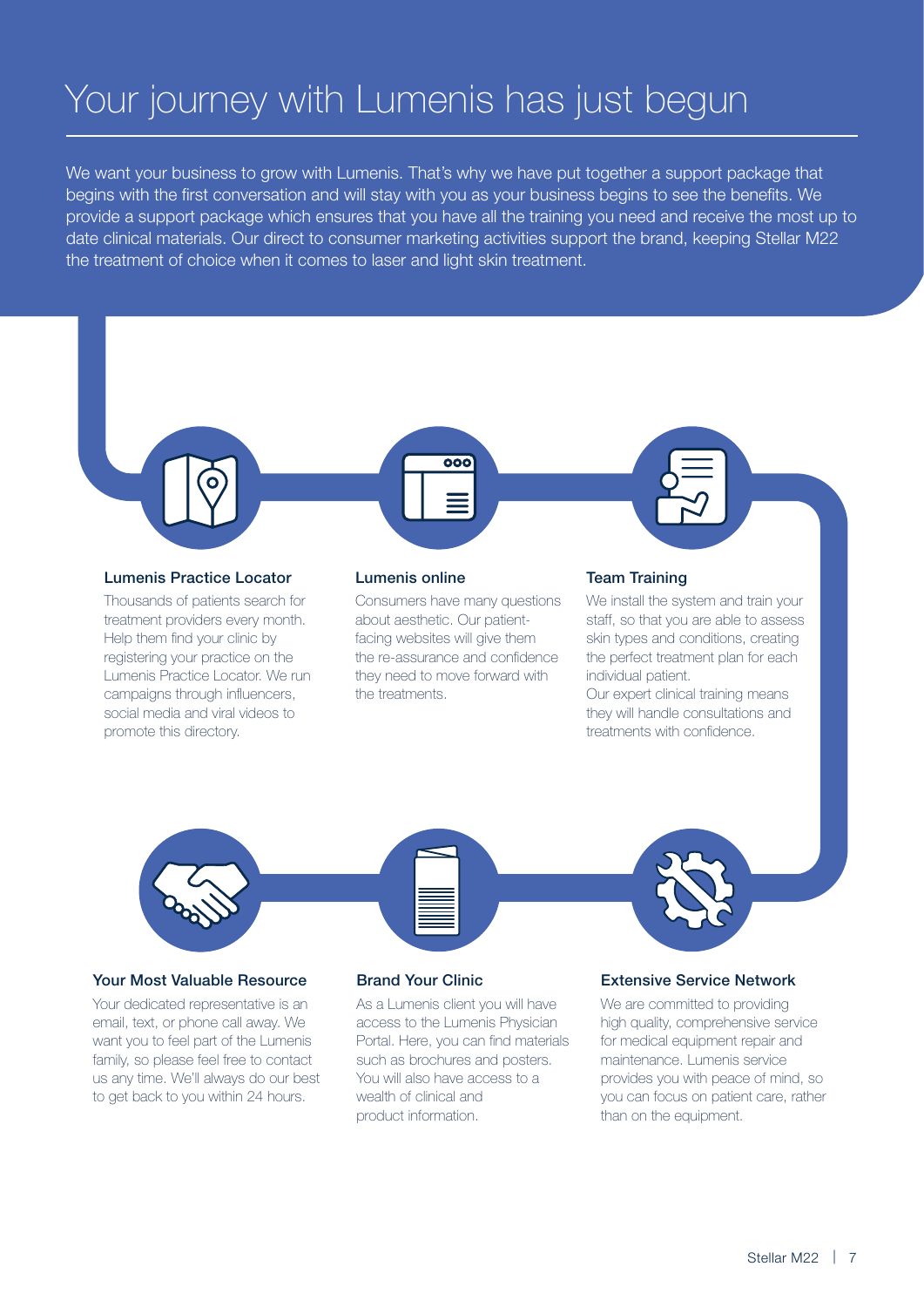# Your journey with Lumenis has just begun

We want your business to grow with Lumenis. That's why we have put together a support package that begins with the first conversation and will stay with you as your business begins to see the benefits. We provide a support package which ensures that you have all the training you need and receive the most up to date clinical materials. Our direct to consumer marketing activities support the brand, keeping Stellar M22 the treatment of choice when it comes to laser and light skin treatment.

### Lumenis Practice Locator

Thousands of patients search for treatment providers every month. Help them find your clinic by registering your practice on the Lumenis Practice Locator. We run campaigns through influencers, social media and viral videos to promote this directory.

### Lumenis online

Consumers have many questions about aesthetic. Our patient-facing websites will give them the re-assurance and confidence they need to move forward with the treatments.

### Team Training

We install the system and train your staff, so that you are able to assess skin types and conditions, creating the perfect treatment plan for each individual patient.
Our expert clinical training means they will handle consultations and treatments with confidence.

### Your Most Valuable Resource

Your dedicated representative is an email, text, or phone call away. We want you to feel part of the Lumenis family, so please feel free to contact us any time. We'll always do our best to get back to you within 24 hours.

### Brand Your Clinic

As a Lumenis client you will have access to the Lumenis Physician Portal. Here, you can find materials such as brochures and posters. You will also have access to a wealth of clinical and product information.

### Extensive Service Network

We are committed to providing high quality, comprehensive service for medical equipment repair and maintenance. Lumenis service provides you with peace of mind, so you can focus on patient care, rather than on the equipment.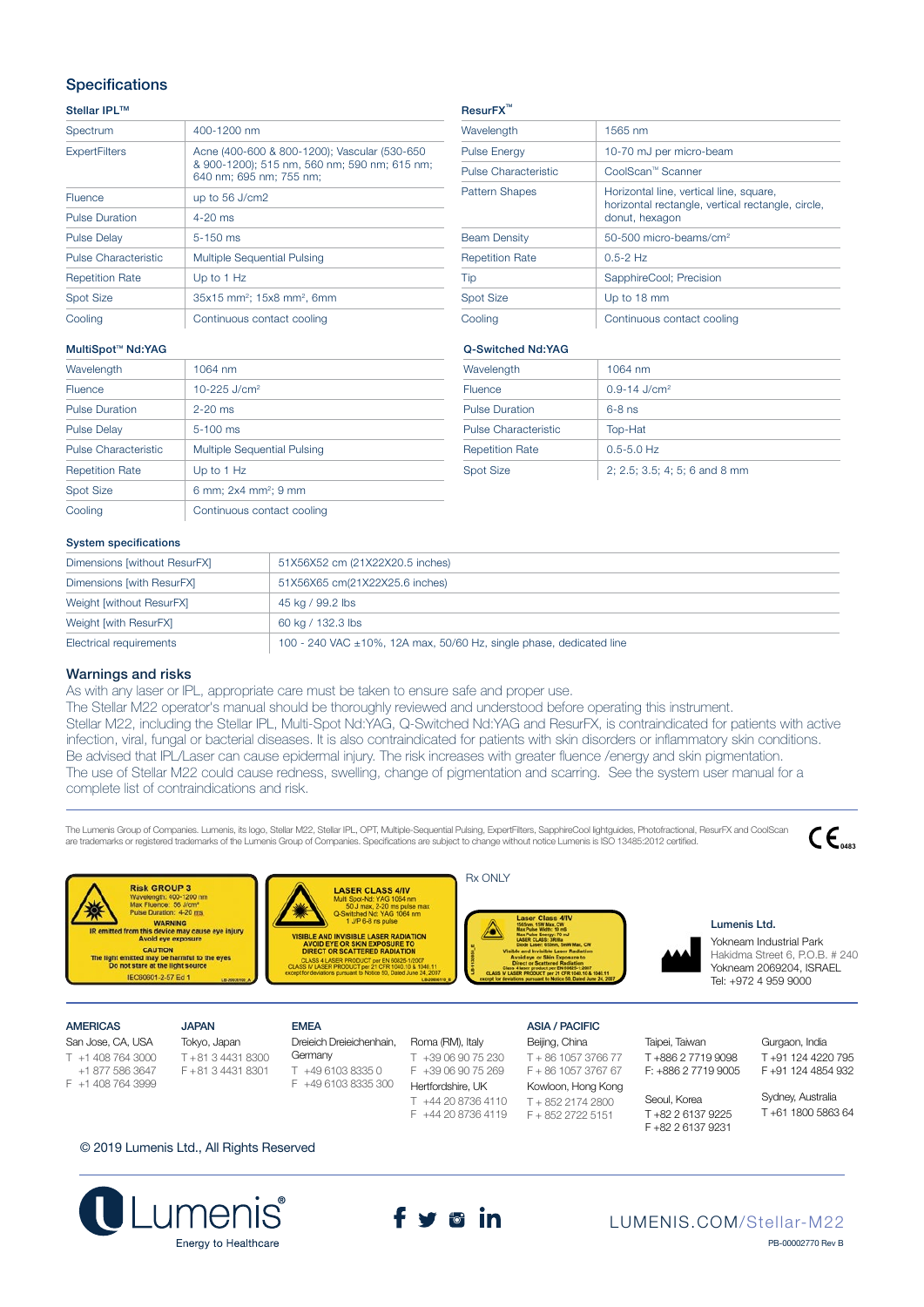## Specifications

### Stellar IPL™

| | |
|---|---|
| Spectrum | 400-1200 nm |
| ExpertFilters | Acne (400-600 & 800-1200); Vascular (530-650 & 900-1200); 515 nm, 560 nm; 590 nm; 615 nm; 640 nm; 695 nm; 755 nm; |
| Fluence | up to 56 J/cm2 |
| Pulse Duration | 4-20 ms |
| Pulse Delay | 5-150 ms |
| Pulse Characteristic | Multiple Sequential Pulsing |
| Repetition Rate | Up to 1 Hz |
| Spot Size | 35x15 mm²; 15x8 mm², 6mm |
| Cooling | Continuous contact cooling |

### ResurFX™

| | |
|---|---|
| Wavelength | 1565 nm |
| Pulse Energy | 10-70 mJ per micro-beam |
| Pulse Characteristic | CoolScan™ Scanner |
| Pattern Shapes | Horizontal line, vertical line, square, horizontal rectangle, vertical rectangle, circle, donut, hexagon |
| Beam Density | 50-500 micro-beams/cm² |
| Repetition Rate | 0.5-2 Hz |
| Tip | SapphireCool; Precision |
| Spot Size | Up to 18 mm |
| Cooling | Continuous contact cooling |

### MultiSpot™ Nd:YAG

| | |
|---|---|
| Wavelength | 1064 nm |
| Fluence | 10-225 J/cm² |
| Pulse Duration | 2-20 ms |
| Pulse Delay | 5-100 ms |
| Pulse Characteristic | Multiple Sequential Pulsing |
| Repetition Rate | Up to 1 Hz |
| Spot Size | 6 mm; 2x4 mm²; 9 mm |
| Cooling | Continuous contact cooling |

### Q-Switched Nd:YAG

| | |
|---|---|
| Wavelength | 1064 nm |
| Fluence | 0.9-14 J/cm² |
| Pulse Duration | 6-8 ns |
| Pulse Characteristic | Top-Hat |
| Repetition Rate | 0.5-5.0 Hz |
| Spot Size | 2; 2.5; 3.5; 4; 5; 6 and 8 mm |

### System specifications

| | |
|---|---|
| Dimensions [without ResurFX] | 51X56X52 cm (21X22X20.5 inches) |
| Dimensions [with ResurFX] | 51X56X65 cm(21X22X25.6 inches) |
| Weight [without ResurFX] | 45 kg / 99.2 lbs |
| Weight [with ResurFX] | 60 kg / 132.3 lbs |
| Electrical requirements | 100 - 240 VAC ±10%, 12A max, 50/60 Hz, single phase, dedicated line |

## Warnings and risks

As with any laser or IPL, appropriate care must be taken to ensure safe and proper use.
The Stellar M22 operator's manual should be thoroughly reviewed and understood before operating this instrument.
Stellar M22, including the Stellar IPL, Multi-Spot Nd:YAG, Q-Switched Nd:YAG and ResurFX, is contraindicated for patients with active infection, viral, fungal or bacterial diseases. It is also contraindicated for patients with skin disorders or inflammatory skin conditions.
Be advised that IPL/Laser can cause epidermal injury. The risk increases with greater fluence /energy and skin pigmentation.
The use of Stellar M22 could cause redness, swelling, change of pigmentation and scarring. See the system user manual for a complete list of contraindications and risk.

The Lumenis Group of Companies. Lumenis, its logo, Stellar M22, Stellar IPL, OPT, Multiple-Sequential Pulsing, ExpertFilters, SapphireCool lightguides, Photofractional, ResurFX and CoolScan are trademarks or registered trademarks of the Lumenis Group of Companies. Specifications are subject to change without notice Lumenis is ISO 13485:2012 certified.

CE 0483

Risk GROUP 3
Wavelength: 400-1200 nm
Max Fluence: 56 J/cm²
Pulse Duration: 4-20 ms
WARNING
IR emitted from this device may cause eye injury
Avoid eye exposure
CAUTION
The light emitted may be harmful to the eyes
Do not stare at the light source
IEC60601-2-57 Ed 1

LASER CLASS 4/IV
Multi Spot-Nd: YAG 1064 nm
50 J max, 2-20 ms pulse max
Q-Switched Nd: YAG 1064 nm
1 J/P 6-8 ns pulse
VISIBLE AND INVISIBLE LASER RADIATION
AVOID EYE OR SKIN EXPOSURE TO
DIRECT OR SCATTERED RADIATION
CLASS 4 LASER PRODUCT per EN 60825-1/2007
CLASS IV LASER PRODUCT per 21 CFR 1040.10 & 1040.11
except for deviations pursuant to Notice 50, Dated June 24, 2007

Rx ONLY

Laser Class 4/IV
1565nm, 15W Max, CW
Max Pulse Width: 10 mS
Max Pulse Energy: 70 mJ
LASER CLASS: 3R/IIIa
Diode Laser: 635nm, 5mW Max, CW
Visible and Invisible Laser Radiation
Avoid eye or Skin Exposure to
Direct or Scattered Radiation
Class 4 laser product per EN60825-1:2007
CLASS IV LASER PRODUCT per 21 CFR 1040.10 & 1040.11
except for deviations pursuant to Notice 50, Dated June 24, 2007

**Lumenis Ltd.**
Yokneam Industrial Park
Hakidma Street 6, P.O.B. # 240
Yokneam 2069204, ISRAEL
Tel: +972 4 959 9000

**AMERICAS**
San Jose, CA, USA
T +1 408 764 3000
+1 877 586 3647
F +1 408 764 3999

**JAPAN**
Tokyo, Japan
T +81 3 4431 8300
F +81 3 4431 8301

**EMEA**
Dreieich Dreieichenhain, Germany
T +49 6103 8335 0
F +49 6103 8335 300

Roma (RM), Italy
T +39 06 90 75 230
F +39 06 90 75 269

Hertfordshire, UK
T +44 20 8736 4110
F +44 20 8736 4119

**ASIA / PACIFIC**
Beijing, China
T + 86 1057 3766 77
F + 86 1057 3767 67

Kowloon, Hong Kong
T + 852 2174 2800
F + 852 2722 5151

Taipei, Taiwan
T +886 2 7719 9098
F: +886 2 7719 9005

Seoul, Korea
T +82 2 6137 9225
F +82 2 6137 9231

Gurgaon, India
T +91 124 4220 795
F +91 124 4854 932

Sydney, Australia
T +61 1800 5863 64

© 2019 Lumenis Ltd., All Rights Reserved

Lumenis
Energy to Healthcare

LUMENIS.COM/Stellar-M22

PB-00002770 Rev B